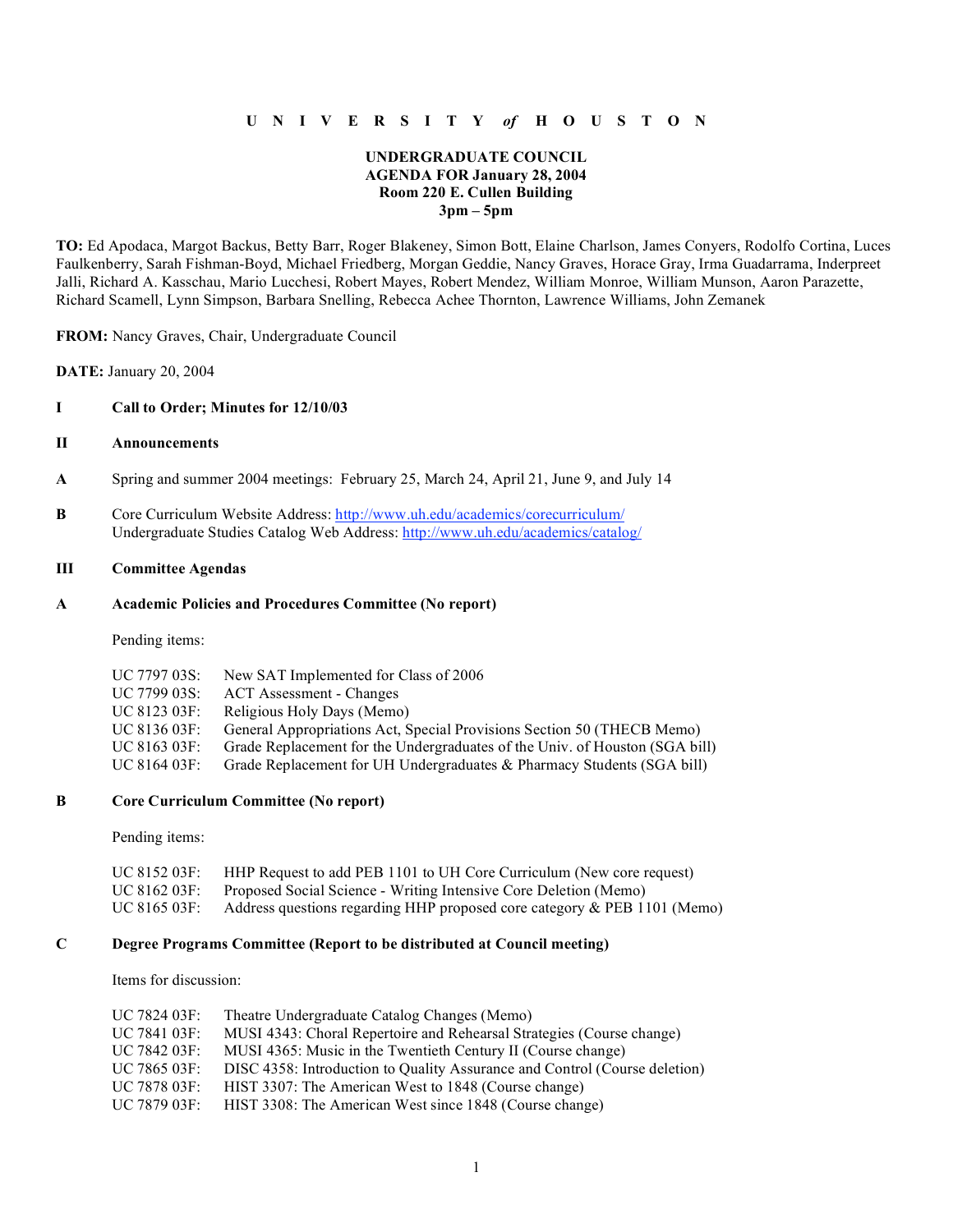**U N I V E R S I T Y *of* H O U S T O N**

**UNDERGRADUATE COUNCIL**
**AGENDA FOR January 28, 2004**
**Room 220 E. Cullen Building**
**3pm – 5pm**

**TO:** Ed Apodaca, Margot Backus, Betty Barr, Roger Blakeney, Simon Bott, Elaine Charlson, James Conyers, Rodolfo Cortina, Luces Faulkenberry, Sarah Fishman-Boyd, Michael Friedberg, Morgan Geddie, Nancy Graves, Horace Gray, Irma Guadarrama, Inderpreet Jalli, Richard A. Kasschau, Mario Lucchesi, Robert Mayes, Robert Mendez, William Monroe, William Munson, Aaron Parazette, Richard Scamell, Lynn Simpson, Barbara Snelling, Rebecca Achee Thornton, Lawrence Williams, John Zemanek

**FROM:** Nancy Graves, Chair, Undergraduate Council

**DATE:** January 20, 2004

**I Call to Order; Minutes for 12/10/03**

**II Announcements**

**A** Spring and summer 2004 meetings: February 25, March 24, April 21, June 9, and July 14

**B** Core Curriculum Website Address: http://www.uh.edu/academics/corecurriculum/
Undergraduate Studies Catalog Web Address: http://www.uh.edu/academics/catalog/

**III Committee Agendas**

**A Academic Policies and Procedures Committee (No report)**

Pending items:

UC 7797 03S: New SAT Implemented for Class of 2006
UC 7799 03S: ACT Assessment - Changes
UC 8123 03F: Religious Holy Days (Memo)
UC 8136 03F: General Appropriations Act, Special Provisions Section 50 (THECB Memo)
UC 8163 03F: Grade Replacement for the Undergraduates of the Univ. of Houston (SGA bill)
UC 8164 03F: Grade Replacement for UH Undergraduates & Pharmacy Students (SGA bill)

**B Core Curriculum Committee (No report)**

Pending items:

UC 8152 03F: HHP Request to add PEB 1101 to UH Core Curriculum (New core request)
UC 8162 03F: Proposed Social Science - Writing Intensive Core Deletion (Memo)
UC 8165 03F: Address questions regarding HHP proposed core category & PEB 1101 (Memo)

**C Degree Programs Committee (Report to be distributed at Council meeting)**

Items for discussion:

UC 7824 03F: Theatre Undergraduate Catalog Changes (Memo)
UC 7841 03F: MUSI 4343: Choral Repertoire and Rehearsal Strategies (Course change)
UC 7842 03F: MUSI 4365: Music in the Twentieth Century II (Course change)
UC 7865 03F: DISC 4358: Introduction to Quality Assurance and Control (Course deletion)
UC 7878 03F: HIST 3307: The American West to 1848 (Course change)
UC 7879 03F: HIST 3308: The American West since 1848 (Course change)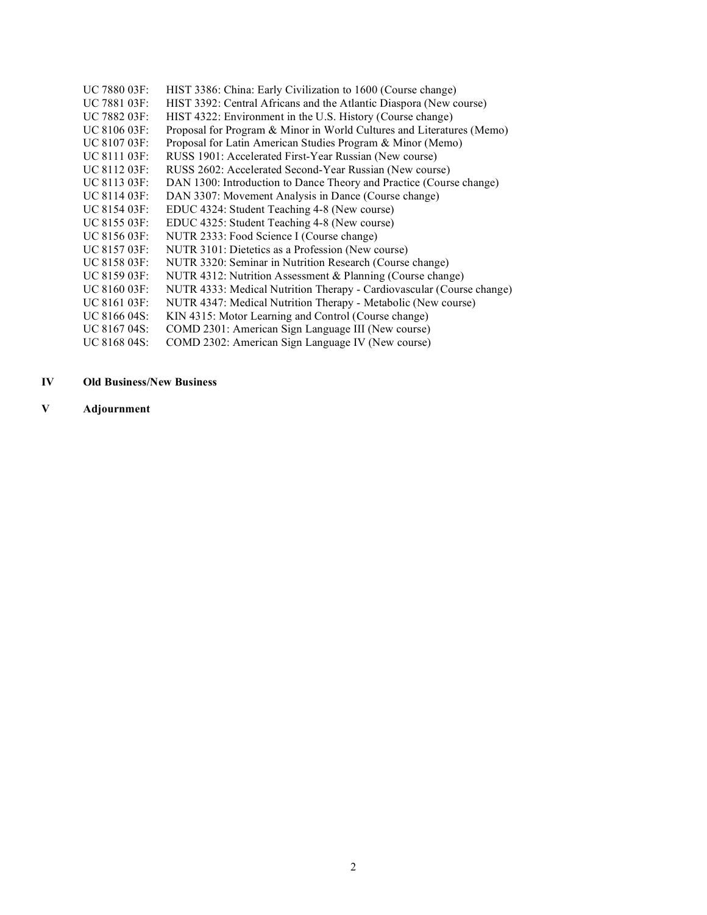UC 7880 03F: HIST 3386: China: Early Civilization to 1600 (Course change)
UC 7881 03F: HIST 3392: Central Africans and the Atlantic Diaspora (New course)
UC 7882 03F: HIST 4322: Environment in the U.S. History (Course change)
UC 8106 03F: Proposal for Program & Minor in World Cultures and Literatures (Memo)
UC 8107 03F: Proposal for Latin American Studies Program & Minor (Memo)
UC 8111 03F: RUSS 1901: Accelerated First-Year Russian (New course)
UC 8112 03F: RUSS 2602: Accelerated Second-Year Russian (New course)
UC 8113 03F: DAN 1300: Introduction to Dance Theory and Practice (Course change)
UC 8114 03F: DAN 3307: Movement Analysis in Dance (Course change)
UC 8154 03F: EDUC 4324: Student Teaching 4-8 (New course)
UC 8155 03F: EDUC 4325: Student Teaching 4-8 (New course)
UC 8156 03F: NUTR 2333: Food Science I (Course change)
UC 8157 03F: NUTR 3101: Dietetics as a Profession (New course)
UC 8158 03F: NUTR 3320: Seminar in Nutrition Research (Course change)
UC 8159 03F: NUTR 4312: Nutrition Assessment & Planning (Course change)
UC 8160 03F: NUTR 4333: Medical Nutrition Therapy - Cardiovascular (Course change)
UC 8161 03F: NUTR 4347: Medical Nutrition Therapy - Metabolic (New course)
UC 8166 04S: KIN 4315: Motor Learning and Control (Course change)
UC 8167 04S: COMD 2301: American Sign Language III (New course)
UC 8168 04S: COMD 2302: American Sign Language IV (New course)

## IV Old Business/New Business

## V Adjournment